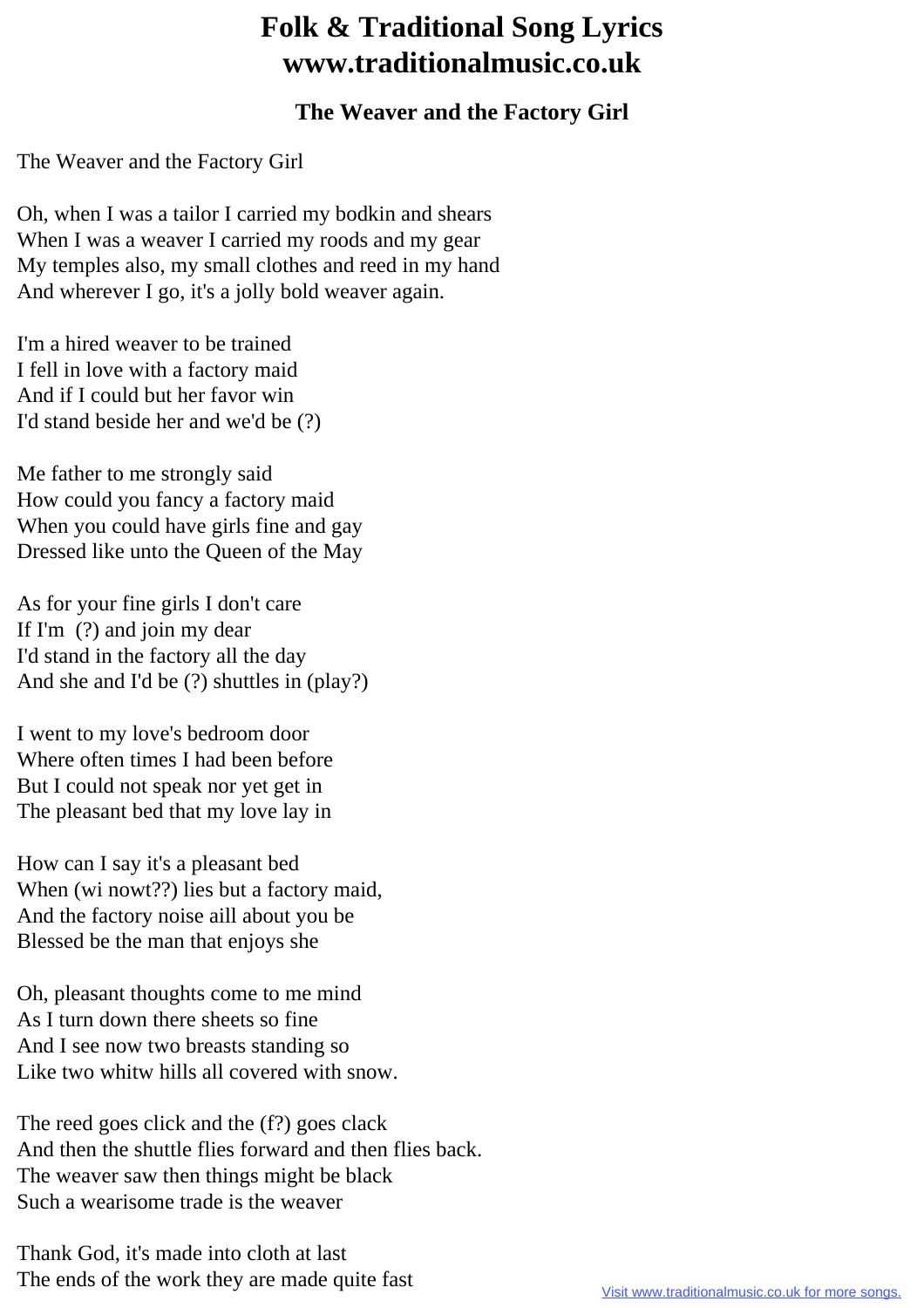# Folk & Traditional Song Lyrics
# www.traditionalmusic.co.uk

## The Weaver and the Factory Girl

The Weaver and the Factory Girl

Oh, when I was a tailor I carried my bodkin and shears
When I was a weaver I carried my roods and my gear
My temples also, my small clothes and reed in my hand
And wherever I go, it's a jolly bold weaver again.

I'm a hired weaver to be trained
I fell in love with a factory maid
And if I could but her favor win
I'd stand beside her and we'd be (?)

Me father to me strongly said
How could you fancy a factory maid
When you could have girls fine and gay
Dressed like unto the Queen of the May

As for your fine girls I don't care
If I'm (?) and join my dear
I'd stand in the factory all the day
And she and I'd be (?) shuttles in (play?)

I went to my love's bedroom door
Where often times I had been before
But I could not speak nor yet get in
The pleasant bed that my love lay in

How can I say it's a pleasant bed
When (wi nowt??) lies but a factory maid,
And the factory noise aill about you be
Blessed be the man that enjoys she

Oh, pleasant thoughts come to me mind
As I turn down there sheets so fine
And I see now two breasts standing so
Like two whitw hills all covered with snow.

The reed goes click and the (f?) goes clack
And then the shuttle flies forward and then flies back.
The weaver saw then things might be black
Such a wearisome trade is the weaver

Thank God, it's made into cloth at last
The ends of the work they are made quite fast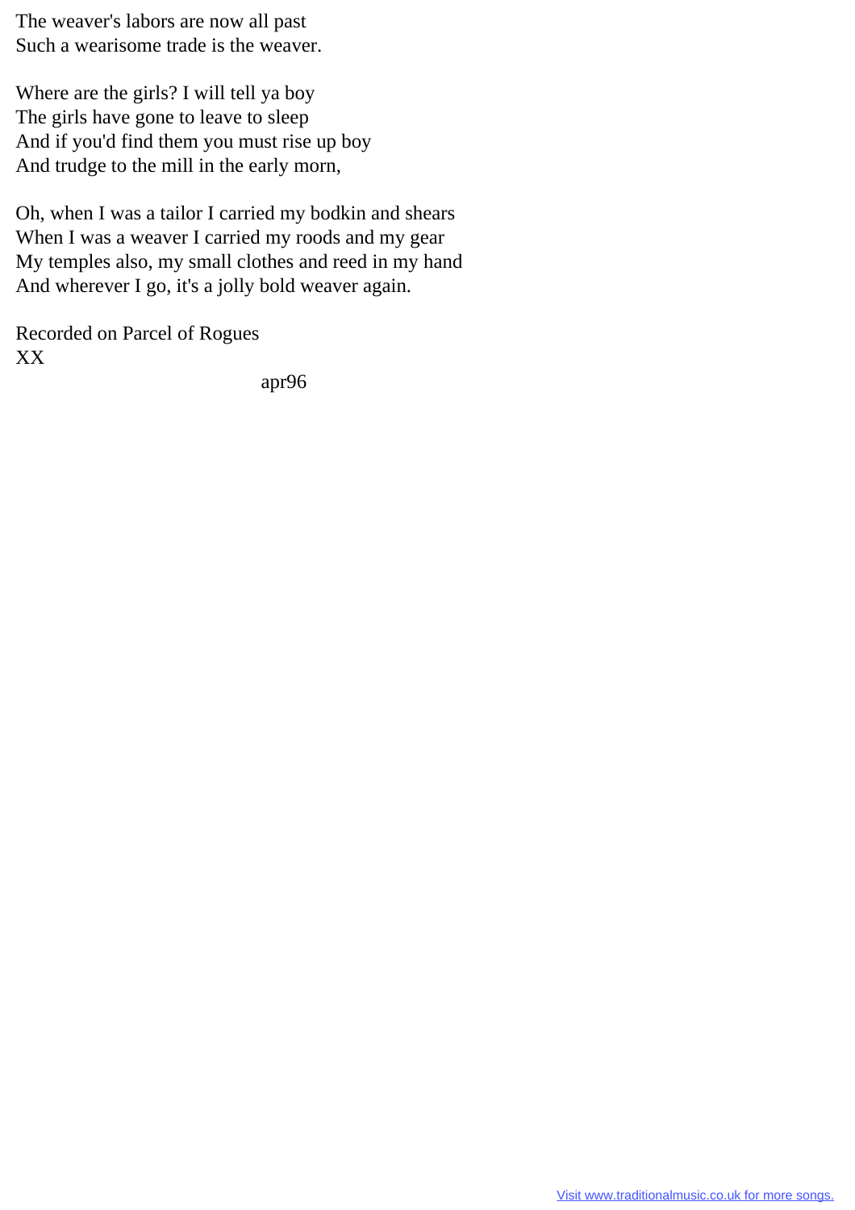The weaver's labors are now all past
Such a wearisome trade is the weaver.

Where are the girls? I will tell ya boy
The girls have gone to leave to sleep
And if you'd find them you must rise up boy
And trudge to the mill in the early morn,

Oh, when I was a tailor I carried my bodkin and shears
When I was a weaver I carried my roods and my gear
My temples also, my small clothes and reed in my hand
And wherever I go, it's a jolly bold weaver again.

Recorded on Parcel of Rogues
XX

apr96